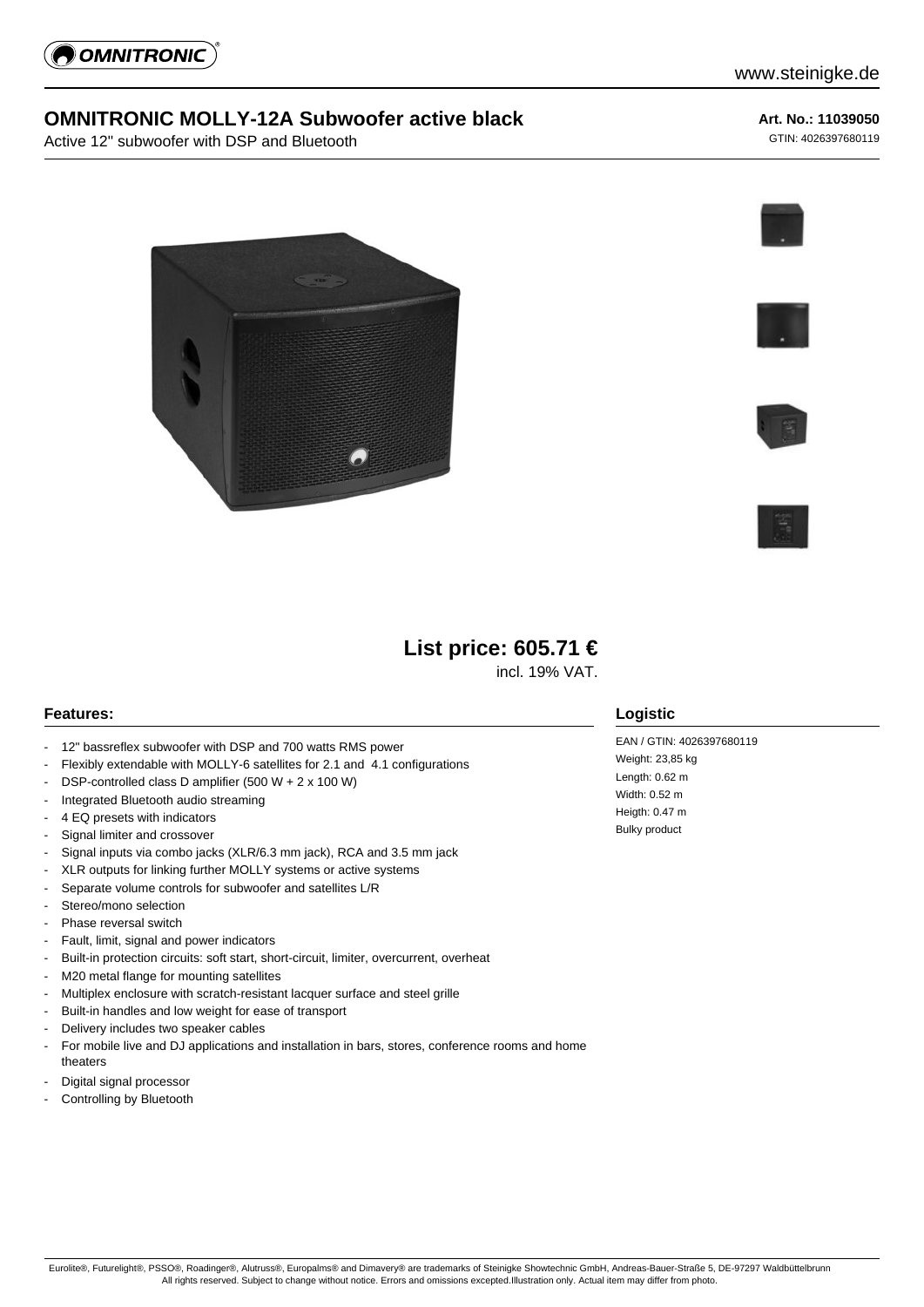# OMNITRONIC MOLLY-12A Subwoofer active black

Active 12" subwoofer with DSP and Bluetooth

**Art. No.: 11039050**

GTIN: 4026397680119

## List price: 605.71 €

incl. 19% VAT.

## Features:

- 12" bassreflex subwoofer with DSP and 700 watts RMS power
- Flexibly extendable with MOLLY-6 satellites for 2.1 and 4.1 configurations
- DSP-controlled class D amplifier (500 W + 2 x 100 W)
- Integrated Bluetooth audio streaming
- 4 EQ presets with indicators
- Signal limiter and crossover
- Signal inputs via combo jacks (XLR/6.3 mm jack), RCA and 3.5 mm jack
- XLR outputs for linking further MOLLY systems or active systems
- Separate volume controls for subwoofer and satellites L/R
- Stereo/mono selection
- Phase reversal switch
- Fault, limit, signal and power indicators
- Built-in protection circuits: soft start, short-circuit, limiter, overcurrent, overheat
- M20 metal flange for mounting satellites
- Multiplex enclosure with scratch-resistant lacquer surface and steel grille
- Built-in handles and low weight for ease of transport
- Delivery includes two speaker cables
- For mobile live and DJ applications and installation in bars, stores, conference rooms and home theaters
- Digital signal processor
- Controlling by Bluetooth

## Logistic

EAN / GTIN: 4026397680119
Weight: 23,85 kg
Length: 0.62 m
Width: 0.52 m
Heigth: 0.47 m
Bulky product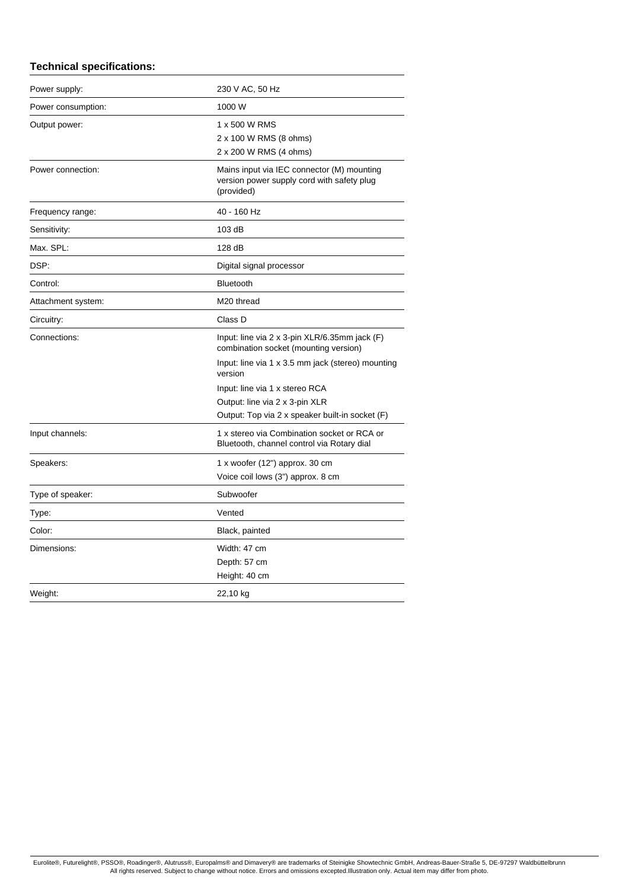## Technical specifications:

| | |
|---|---|
| Power supply: | 230 V AC, 50 Hz |
| Power consumption: | 1000 W |
| Output power: | 1 x 500 W RMS<br>2 x 100 W RMS (8 ohms)<br>2 x 200 W RMS (4 ohms) |
| Power connection: | Mains input via IEC connector (M) mounting version power supply cord with safety plug (provided) |
| Frequency range: | 40 - 160 Hz |
| Sensitivity: | 103 dB |
| Max. SPL: | 128 dB |
| DSP: | Digital signal processor |
| Control: | Bluetooth |
| Attachment system: | M20 thread |
| Circuitry: | Class D |
| Connections: | Input: line via 2 x 3-pin XLR/6.35mm jack (F) combination socket (mounting version)<br>Input: line via 1 x 3.5 mm jack (stereo) mounting version<br>Input: line via 1 x stereo RCA<br>Output: line via 2 x 3-pin XLR<br>Output: Top via 2 x speaker built-in socket (F) |
| Input channels: | 1 x stereo via Combination socket or RCA or Bluetooth, channel control via Rotary dial |
| Speakers: | 1 x woofer (12") approx. 30 cm<br>Voice coil lows (3") approx. 8 cm |
| Type of speaker: | Subwoofer |
| Type: | Vented |
| Color: | Black, painted |
| Dimensions: | Width: 47 cm<br>Depth: 57 cm<br>Height: 40 cm |
| Weight: | 22,10 kg |

Eurolite®, Futurelight®, PSSO®, Roadinger®, Alutruss®, Europalms® and Dimavery® are trademarks of Steinigke Showtechnic GmbH, Andreas-Bauer-Straße 5, DE-97297 Waldbüttelbrunn
All rights reserved. Subject to change without notice. Errors and omissions excepted.Illustration only. Actual item may differ from photo.